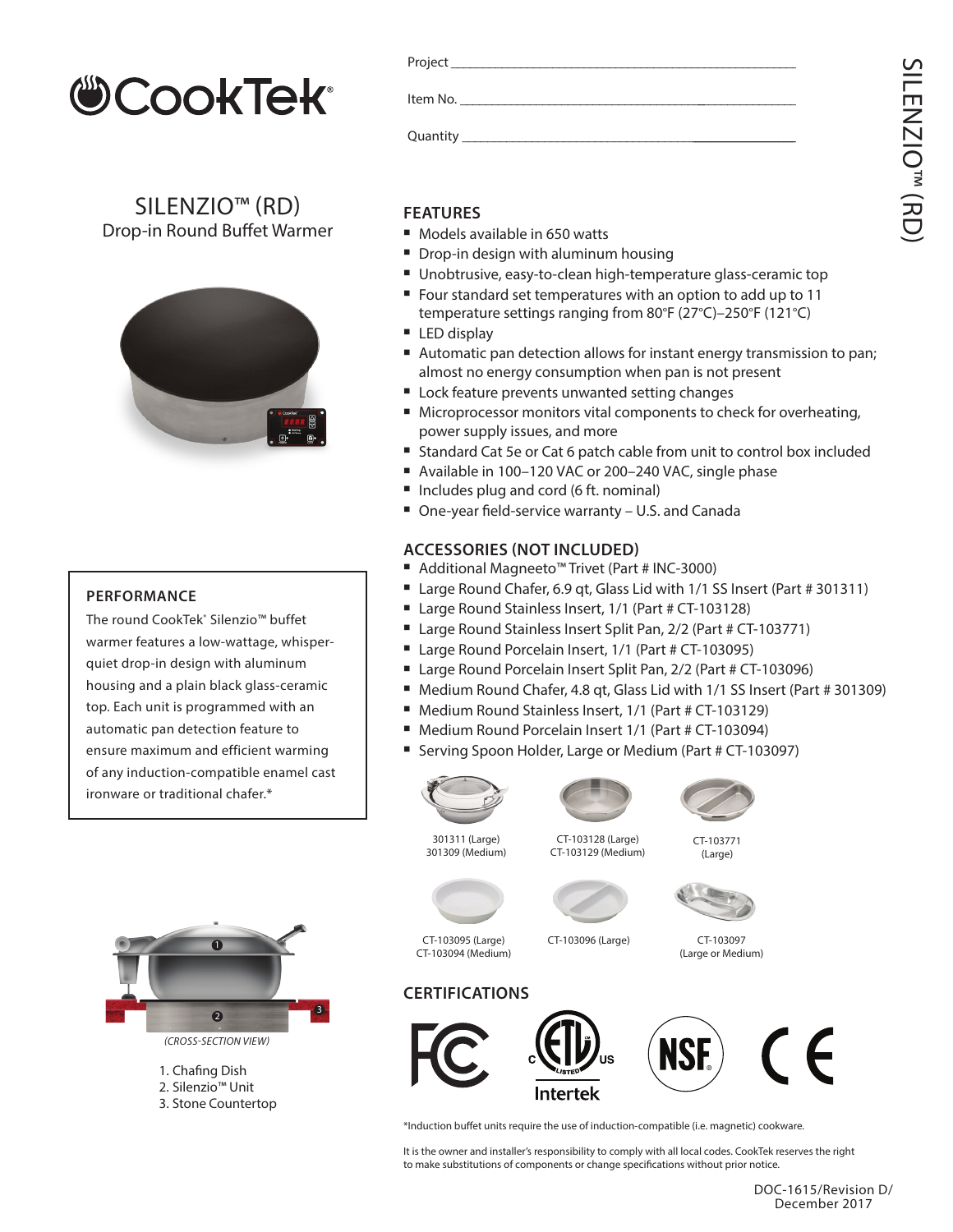CookTek®

Project ______________________________

Item No. ______________________________

Quantity ______________________________

# SILENZIO™ (RD)

## Drop-in Round Buffet Warmer

### PERFORMANCE

The round CookTek® Silenzio™ buffet warmer features a low-wattage, whisper-quiet drop-in design with aluminum housing and a plain black glass-ceramic top. Each unit is programmed with an automatic pan detection feature to ensure maximum and efficient warming of any induction-compatible enamel cast ironware or traditional chafer.*

*(CROSS-SECTION VIEW)*

1. Chafing Dish
2. Silenzio™ Unit
3. Stone Countertop

### FEATURES

- Models available in 650 watts
- Drop-in design with aluminum housing
- Unobtrusive, easy-to-clean high-temperature glass-ceramic top
- Four standard set temperatures with an option to add up to 11 temperature settings ranging from 80°F (27°C)–250°F (121°C)
- LED display
- Automatic pan detection allows for instant energy transmission to pan; almost no energy consumption when pan is not present
- Lock feature prevents unwanted setting changes
- Microprocessor monitors vital components to check for overheating, power supply issues, and more
- Standard Cat 5e or Cat 6 patch cable from unit to control box included
- Available in 100–120 VAC or 200–240 VAC, single phase
- Includes plug and cord (6 ft. nominal)
- One-year field-service warranty – U.S. and Canada

### ACCESSORIES (NOT INCLUDED)

- Additional Magneeto™ Trivet (Part # INC-3000)
- Large Round Chafer, 6.9 qt, Glass Lid with 1/1 SS Insert (Part # 301311)
- Large Round Stainless Insert, 1/1 (Part # CT-103128)
- Large Round Stainless Insert Split Pan, 2/2 (Part # CT-103771)
- Large Round Porcelain Insert, 1/1 (Part # CT-103095)
- Large Round Porcelain Insert Split Pan, 2/2 (Part # CT-103096)
- Medium Round Chafer, 4.8 qt, Glass Lid with 1/1 SS Insert (Part # 301309)
- Medium Round Stainless Insert, 1/1 (Part # CT-103129)
- Medium Round Porcelain Insert 1/1 (Part # CT-103094)
- Serving Spoon Holder, Large or Medium (Part # CT-103097)

301311 (Large)
301309 (Medium)

CT-103128 (Large)
CT-103129 (Medium)

CT-103771
(Large)

CT-103095 (Large)
CT-103094 (Medium)

CT-103096 (Large)

CT-103097
(Large or Medium)

### CERTIFICATIONS

FC, ETL Listed (Intertek) C US, NSF, CE

*Induction buffet units require the use of induction-compatible (i.e. magnetic) cookware.

It is the owner and installer's responsibility to comply with all local codes. CookTek reserves the right to make substitutions of components or change specifications without prior notice.

DOC-1615/Revision D/
December 2017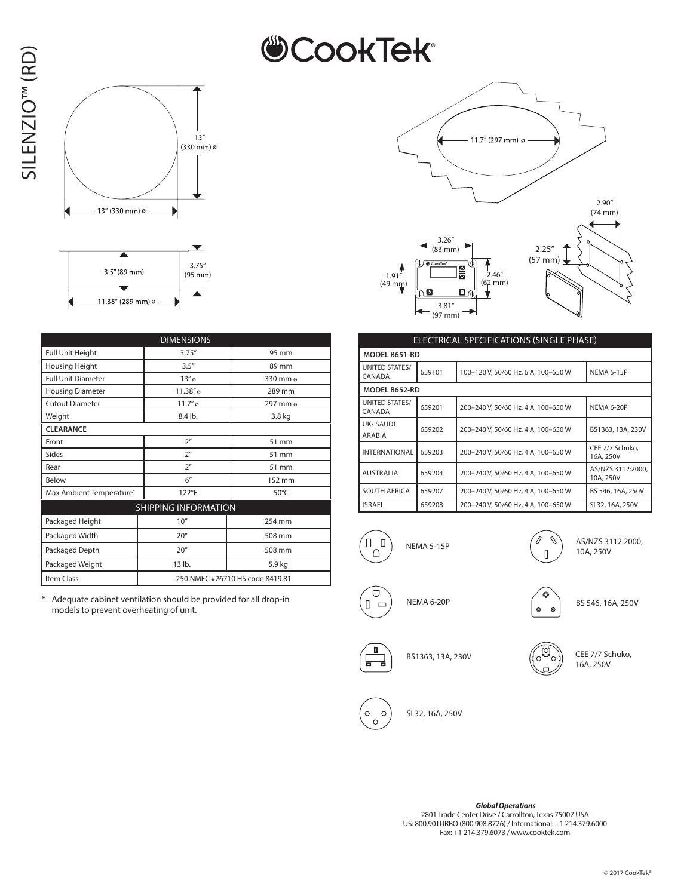# CookTek

SILENZIO™ (RD)

13″ (330 mm) ø

13″ (330 mm) ø

3.5″ (89 mm)

3.75″ (95 mm)

11.38″ (289 mm) ø

11.7″ (297 mm) ø

3.26″ (83 mm)

1.91″ (49 mm)

2.46″ (62 mm)

3.81″ (97 mm)

2.90″ (74 mm)

2.25″ (57 mm)

| DIMENSIONS | | |
|---|---|---|
| Full Unit Height | 3.75″ | 95 mm |
| Housing Height | 3.5″ | 89 mm |
| Full Unit Diameter | 13″ ø | 330 mm ø |
| Housing Diameter | 11.38″ ø | 289 mm |
| Cutout Diameter | 11.7″ ø | 297 mm ø |
| Weight | 8.4 lb. | 3.8 kg |
| **CLEARANCE** | | |
| Front | 2″ | 51 mm |
| Sides | 2″ | 51 mm |
| Rear | 2″ | 51 mm |
| Below | 6″ | 152 mm |
| Max Ambient Temperature* | 122°F | 50°C |

| SHIPPING INFORMATION | | |
|---|---|---|
| Packaged Height | 10″ | 254 mm |
| Packaged Width | 20″ | 508 mm |
| Packaged Depth | 20″ | 508 mm |
| Packaged Weight | 13 lb. | 5.9 kg |
| Item Class | 250 NMFC #26710 HS code 8419.81 | |

\* Adequate cabinet ventilation should be provided for all drop-in models to prevent overheating of unit.

| ELECTRICAL SPECIFICATIONS (SINGLE PHASE) | | | |
|---|---|---|---|
| **MODEL B651-RD** | | | |
| UNITED STATES/ CANADA | 659101 | 100–120 V, 50/60 Hz, 6 A, 100–650 W | NEMA 5-15P |
| **MODEL B652-RD** | | | |
| UNITED STATES/ CANADA | 659201 | 200–240 V, 50/60 Hz, 4 A, 100–650 W | NEMA 6-20P |
| UK/ SAUDI ARABIA | 659202 | 200–240 V, 50/60 Hz, 4 A, 100–650 W | BS1363, 13A, 230V |
| INTERNATIONAL | 659203 | 200–240 V, 50/60 Hz, 4 A, 100–650 W | CEE 7/7 Schuko, 16A, 250V |
| AUSTRALIA | 659204 | 200–240 V, 50/60 Hz, 4 A, 100–650 W | AS/NZS 3112:2000, 10A, 250V |
| SOUTH AFRICA | 659207 | 200–240 V, 50/60 Hz, 4 A, 100–650 W | BS 546, 16A, 250V |
| ISRAEL | 659208 | 200–240 V, 50/60 Hz, 4 A, 100–650 W | SI 32, 16A, 250V |

NEMA 5-15P

AS/NZS 3112:2000, 10A, 250V

NEMA 6-20P

BS 546, 16A, 250V

BS1363, 13A, 230V

CEE 7/7 Schuko, 16A, 250V

SI 32, 16A, 250V

***Global Operations***
2801 Trade Center Drive / Carrollton, Texas 75007 USA
US: 800.90TURBO (800.908.8726) / International: +1 214.379.6000
Fax: +1 214.379.6073 / www.cooktek.com

© 2017 CookTek®